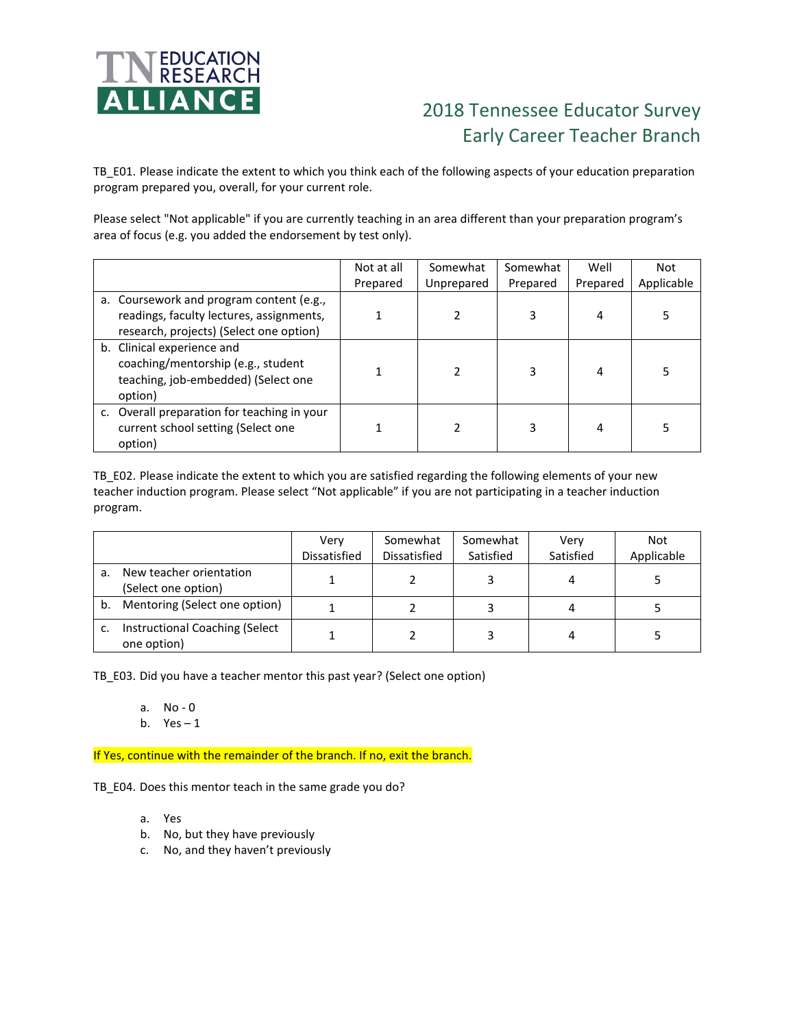TN EDUCATION RESEARCH ALLIANCE

# 2018 Tennessee Educator Survey
## Early Career Teacher Branch

TB_E01. Please indicate the extent to which you think each of the following aspects of your education preparation program prepared you, overall, for your current role.

Please select "Not applicable" if you are currently teaching in an area different than your preparation program's area of focus (e.g. you added the endorsement by test only).

| | Not at all Prepared | Somewhat Unprepared | Somewhat Prepared | Well Prepared | Not Applicable |
|---|---|---|---|---|---|
| a. Coursework and program content (e.g., readings, faculty lectures, assignments, research, projects) (Select one option) | 1 | 2 | 3 | 4 | 5 |
| b. Clinical experience and coaching/mentorship (e.g., student teaching, job-embedded) (Select one option) | 1 | 2 | 3 | 4 | 5 |
| c. Overall preparation for teaching in your current school setting (Select one option) | 1 | 2 | 3 | 4 | 5 |

TB_E02. Please indicate the extent to which you are satisfied regarding the following elements of your new teacher induction program. Please select "Not applicable" if you are not participating in a teacher induction program.

| | Very Dissatisfied | Somewhat Dissatisfied | Somewhat Satisfied | Very Satisfied | Not Applicable |
|---|---|---|---|---|---|
| a. New teacher orientation (Select one option) | 1 | 2 | 3 | 4 | 5 |
| b. Mentoring (Select one option) | 1 | 2 | 3 | 4 | 5 |
| c. Instructional Coaching (Select one option) | 1 | 2 | 3 | 4 | 5 |

TB_E03. Did you have a teacher mentor this past year? (Select one option)

a. No - 0
b. Yes – 1

If Yes, continue with the remainder of the branch. If no, exit the branch.

TB_E04. Does this mentor teach in the same grade you do?

a. Yes
b. No, but they have previously
c. No, and they haven't previously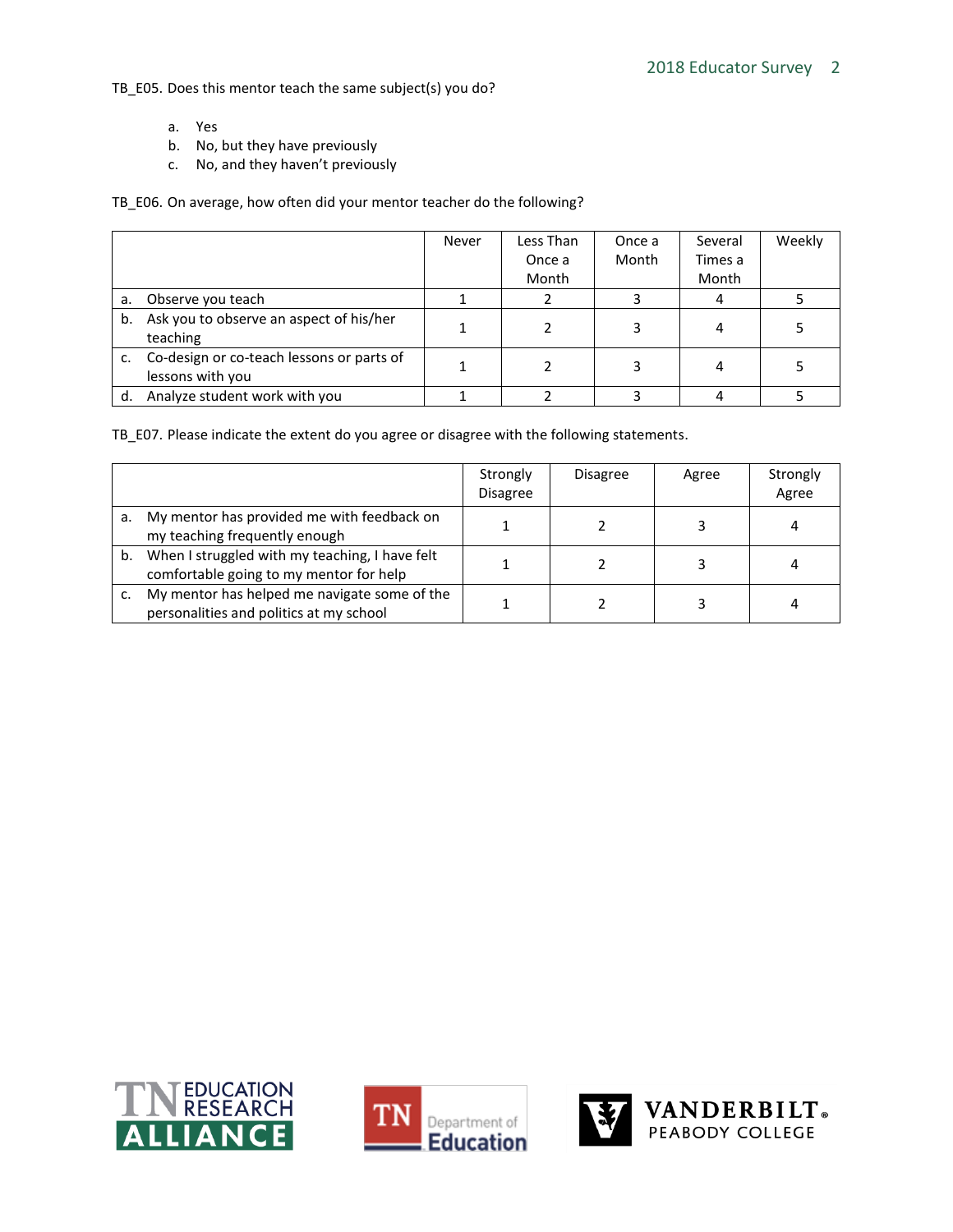TB_E05. Does this mentor teach the same subject(s) you do?

a. Yes
b. No, but they have previously
c. No, and they haven't previously

TB_E06. On average, how often did your mentor teacher do the following?

| | Never | Less Than Once a Month | Once a Month | Several Times a Month | Weekly |
|---|---|---|---|---|---|
| a. Observe you teach | 1 | 2 | 3 | 4 | 5 |
| b. Ask you to observe an aspect of his/her teaching | 1 | 2 | 3 | 4 | 5 |
| c. Co-design or co-teach lessons or parts of lessons with you | 1 | 2 | 3 | 4 | 5 |
| d. Analyze student work with you | 1 | 2 | 3 | 4 | 5 |

TB_E07. Please indicate the extent do you agree or disagree with the following statements.

| | Strongly Disagree | Disagree | Agree | Strongly Agree |
|---|---|---|---|---|
| a. My mentor has provided me with feedback on my teaching frequently enough | 1 | 2 | 3 | 4 |
| b. When I struggled with my teaching, I have felt comfortable going to my mentor for help | 1 | 2 | 3 | 4 |
| c. My mentor has helped me navigate some of the personalities and politics at my school | 1 | 2 | 3 | 4 |